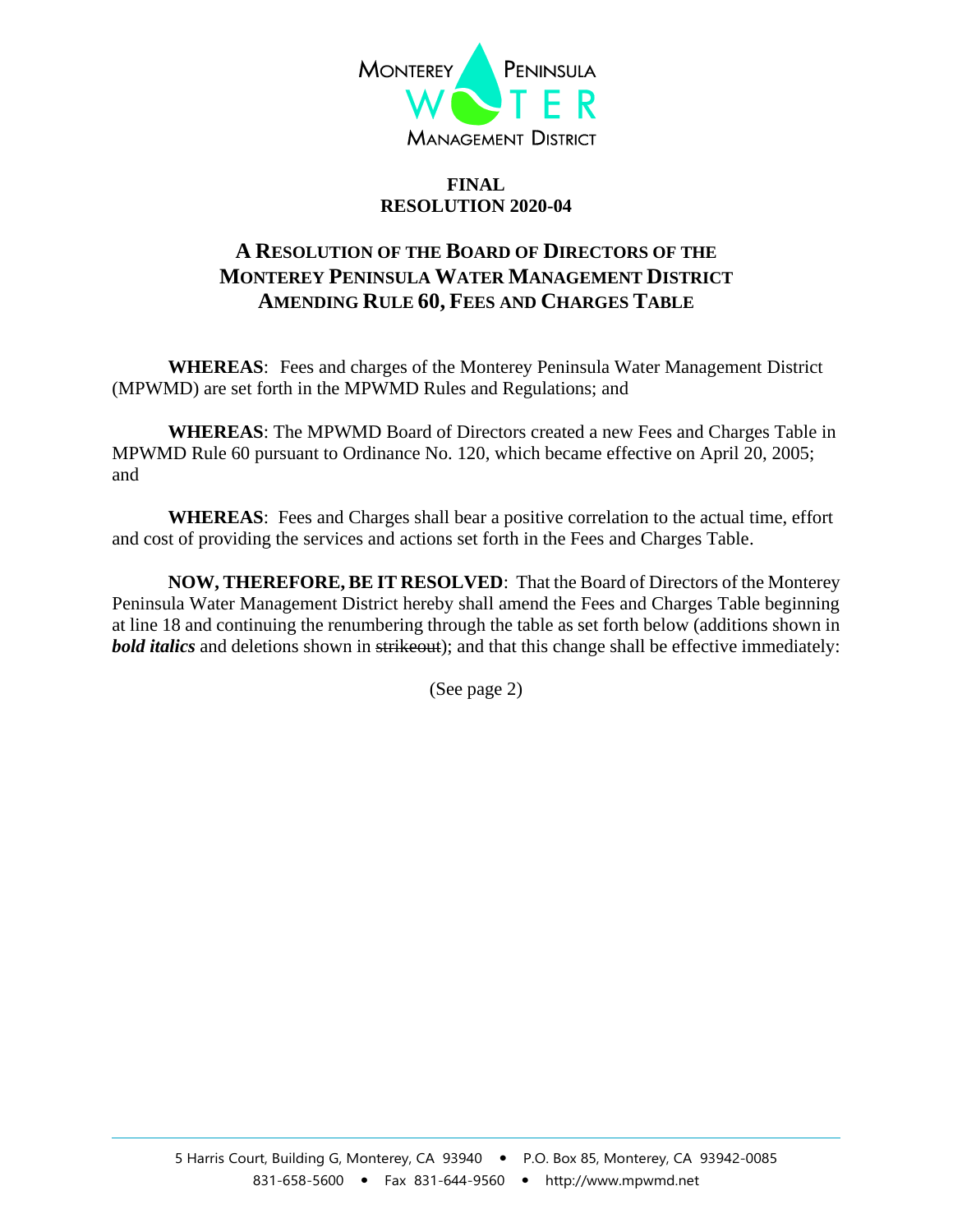Monterey Peninsula Water Management District

**FINAL**
**RESOLUTION 2020-04**

## A Resolution of the Board of Directors of the Monterey Peninsula Water Management District Amending Rule 60, Fees and Charges Table

**WHEREAS**: Fees and charges of the Monterey Peninsula Water Management District (MPWMD) are set forth in the MPWMD Rules and Regulations; and

**WHEREAS**: The MPWMD Board of Directors created a new Fees and Charges Table in MPWMD Rule 60 pursuant to Ordinance No. 120, which became effective on April 20, 2005; and

**WHEREAS**: Fees and Charges shall bear a positive correlation to the actual time, effort and cost of providing the services and actions set forth in the Fees and Charges Table.

**NOW, THEREFORE, BE IT RESOLVED**: That the Board of Directors of the Monterey Peninsula Water Management District hereby shall amend the Fees and Charges Table beginning at line 18 and continuing the renumbering through the table as set forth below (additions shown in ***bold italics*** and deletions shown in ~~strikeout~~); and that this change shall be effective immediately:

(See page 2)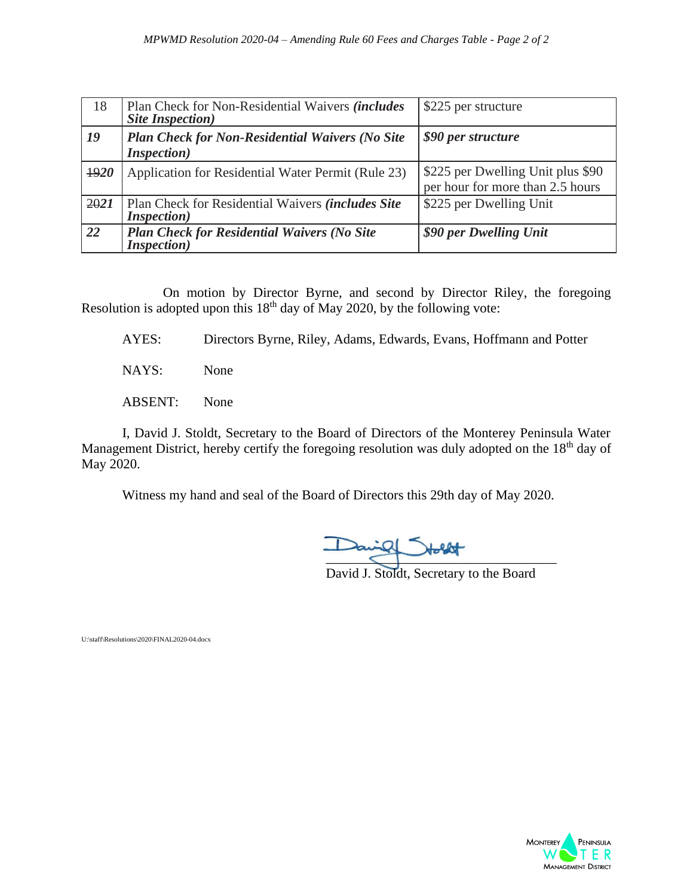| | | |
|---|---|---|
| 18 | Plan Check for Non-Residential Waivers ***(includes Site Inspection)*** | $225 per structure |
| ***19*** | ***Plan Check for Non-Residential Waivers (No Site Inspection)*** | ***$90 per structure*** |
| ~~19~~***20*** | Application for Residential Water Permit (Rule 23) | $225 per Dwelling Unit plus $90 per hour for more than 2.5 hours |
| ~~20~~***21*** | Plan Check for Residential Waivers ***(includes Site Inspection)*** | $225 per Dwelling Unit |
| ***22*** | ***Plan Check for Residential Waivers (No Site Inspection)*** | ***$90 per Dwelling Unit*** |

On motion by Director Byrne, and second by Director Riley, the foregoing Resolution is adopted upon this 18th day of May 2020, by the following vote:

AYES: Directors Byrne, Riley, Adams, Edwards, Evans, Hoffmann and Potter

NAYS: None

ABSENT: None

I, David J. Stoldt, Secretary to the Board of Directors of the Monterey Peninsula Water Management District, hereby certify the foregoing resolution was duly adopted on the 18th day of May 2020.

Witness my hand and seal of the Board of Directors this 29th day of May 2020.

David J. Stoldt, Secretary to the Board

U:\staff\Resolutions\2020\FINAL2020-04.docx

MONTEREY PENINSULA WATER MANAGEMENT DISTRICT